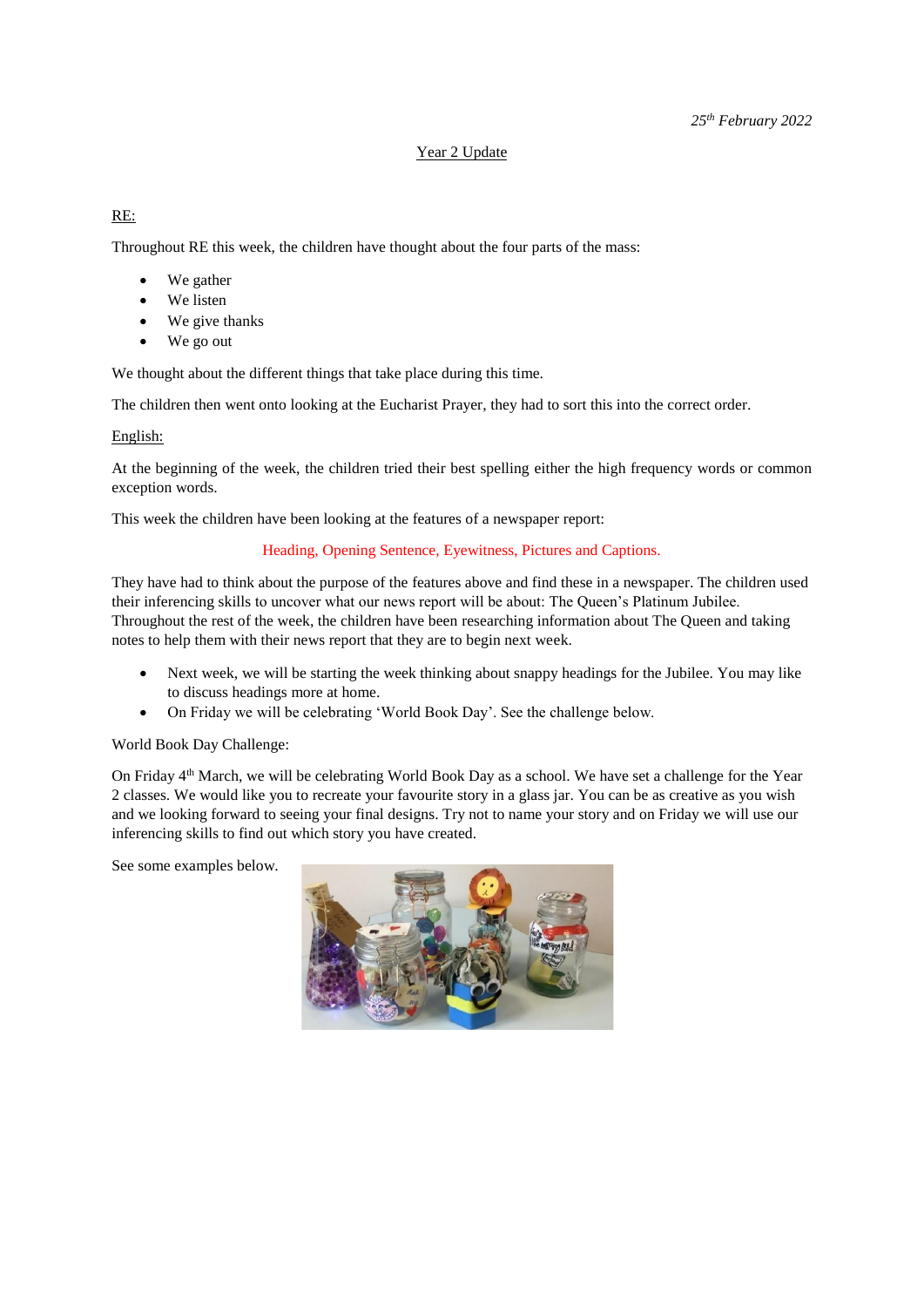*25th February 2022*

# Year 2 Update

## RE:

Throughout RE this week, the children have thought about the four parts of the mass:

- We gather
- We listen
- We give thanks
- We go out

We thought about the different things that take place during this time.

The children then went onto looking at the Eucharist Prayer, they had to sort this into the correct order.

## English:

At the beginning of the week, the children tried their best spelling either the high frequency words or common exception words.

This week the children have been looking at the features of a newspaper report:

Heading, Opening Sentence, Eyewitness, Pictures and Captions.

They have had to think about the purpose of the features above and find these in a newspaper. The children used their inferencing skills to uncover what our news report will be about: The Queen's Platinum Jubilee. Throughout the rest of the week, the children have been researching information about The Queen and taking notes to help them with their news report that they are to begin next week.

- Next week, we will be starting the week thinking about snappy headings for the Jubilee. You may like to discuss headings more at home.
- On Friday we will be celebrating 'World Book Day'. See the challenge below.

World Book Day Challenge:

On Friday 4th March, we will be celebrating World Book Day as a school. We have set a challenge for the Year 2 classes. We would like you to recreate your favourite story in a glass jar. You can be as creative as you wish and we looking forward to seeing your final designs. Try not to name your story and on Friday we will use our inferencing skills to find out which story you have created.

See some examples below.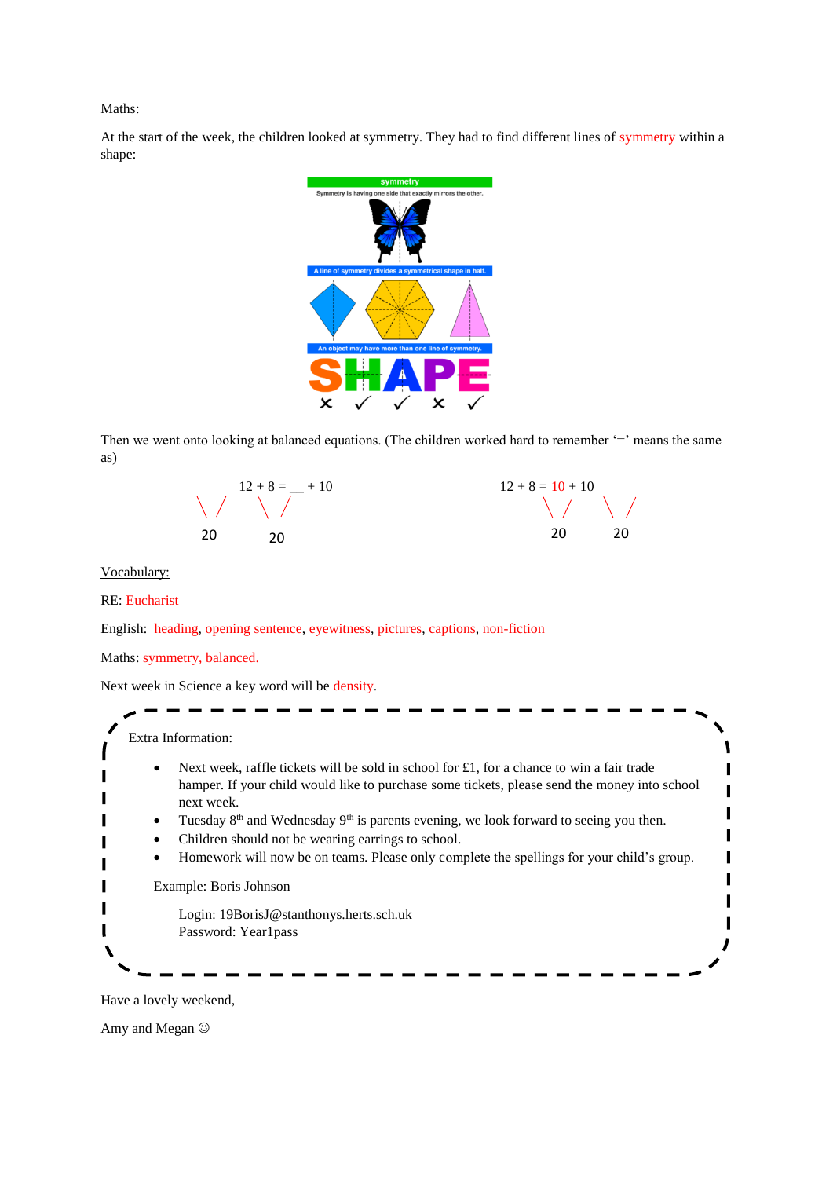Maths:

At the start of the week, the children looked at symmetry. They had to find different lines of symmetry within a shape:

symmetry

Symmetry is having one side that exactly mirrors the other.

A line of symmetry divides a symmetrical shape in half.

An object may have more than one line of symmetry.

SHAPE

✗ ✓ ✓ ✗ ✓

Then we went onto looking at balanced equations. (The children worked hard to remember '=' means the same as)

12 + 8 = __ + 10

20 20

12 + 8 = 10 + 10

20 20

Vocabulary:

RE: Eucharist

English: heading, opening sentence, eyewitness, pictures, captions, non-fiction

Maths: symmetry, balanced.

Next week in Science a key word will be density.

Extra Information:

- Next week, raffle tickets will be sold in school for £1, for a chance to win a fair trade hamper. If your child would like to purchase some tickets, please send the money into school next week.
- Tuesday 8th and Wednesday 9th is parents evening, we look forward to seeing you then.
- Children should not be wearing earrings to school.
- Homework will now be on teams. Please only complete the spellings for your child's group.

Example: Boris Johnson

Login: 19BorisJ@stanthonys.herts.sch.uk
Password: Year1pass

Have a lovely weekend,

Amy and Megan ☺